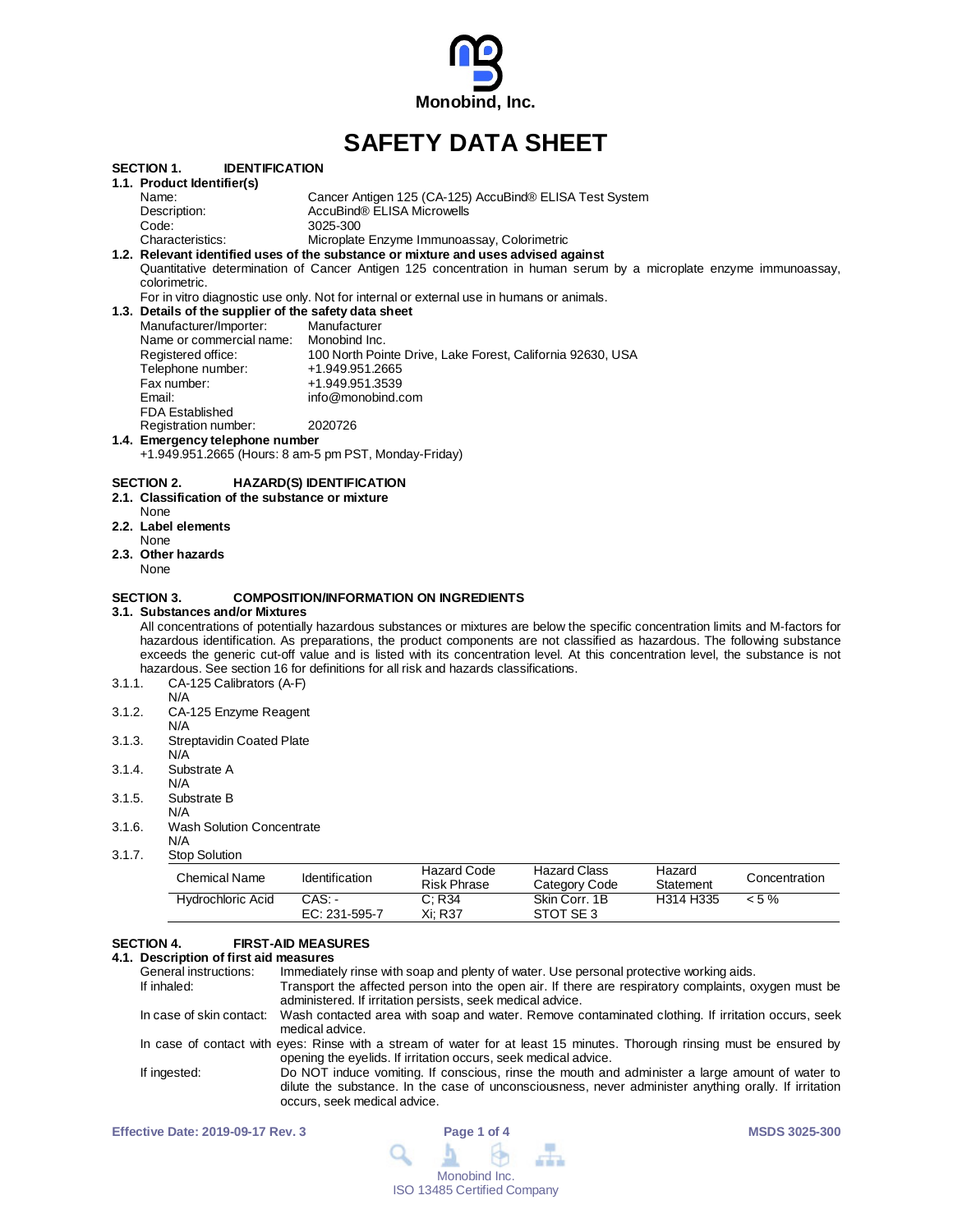Monobind, Inc.

# SAFETY DATA SHEET

## SECTION 1. IDENTIFICATION

### 1.1. Product Identifier(s)

Name: Cancer Antigen 125 (CA-125) AccuBind® ELISA Test System
Description: AccuBind® ELISA Microwells
Code: 3025-300
Characteristics: Microplate Enzyme Immunoassay, Colorimetric

### 1.2. Relevant identified uses of the substance or mixture and uses advised against

Quantitative determination of Cancer Antigen 125 concentration in human serum by a microplate enzyme immunoassay, colorimetric.

For in vitro diagnostic use only. Not for internal or external use in humans or animals.

### 1.3. Details of the supplier of the safety data sheet

Manufacturer/Importer: Manufacturer
Name or commercial name: Monobind Inc.
Registered office: 100 North Pointe Drive, Lake Forest, California 92630, USA
Telephone number: +1.949.951.2665
Fax number: +1.949.951.3539
Email: info@monobind.com
FDA Established Registration number: 2020726

### 1.4. Emergency telephone number

+1.949.951.2665 (Hours: 8 am-5 pm PST, Monday-Friday)

## SECTION 2. HAZARD(S) IDENTIFICATION

### 2.1. Classification of the substance or mixture

None

### 2.2. Label elements

None

### 2.3. Other hazards

None

## SECTION 3. COMPOSITION/INFORMATION ON INGREDIENTS

### 3.1. Substances and/or Mixtures

All concentrations of potentially hazardous substances or mixtures are below the specific concentration limits and M-factors for hazardous identification. As preparations, the product components are not classified as hazardous. The following substance exceeds the generic cut-off value and is listed with its concentration level. At this concentration level, the substance is not hazardous. See section 16 for definitions for all risk and hazards classifications.

3.1.1. CA-125 Calibrators (A-F)
N/A

3.1.2. CA-125 Enzyme Reagent
N/A

3.1.3. Streptavidin Coated Plate
N/A

3.1.4. Substrate A
N/A

3.1.5. Substrate B
N/A

3.1.6. Wash Solution Concentrate
N/A

3.1.7. Stop Solution

| Chemical Name | Identification | Hazard Code Risk Phrase | Hazard Class Category Code | Hazard Statement | Concentration |
|---|---|---|---|---|---|
| Hydrochloric Acid | CAS: -<br>EC: 231-595-7 | C; R34<br>Xi; R37 | Skin Corr. 1B<br>STOT SE 3 | H314 H335 | < 5 % |

## SECTION 4. FIRST-AID MEASURES

### 4.1. Description of first aid measures

General instructions: Immediately rinse with soap and plenty of water. Use personal protective working aids.

If inhaled: Transport the affected person into the open air. If there are respiratory complaints, oxygen must be administered. If irritation persists, seek medical advice.

In case of skin contact: Wash contacted area with soap and water. Remove contaminated clothing. If irritation occurs, seek medical advice.

In case of contact with eyes: Rinse with a stream of water for at least 15 minutes. Thorough rinsing must be ensured by opening the eyelids. If irritation occurs, seek medical advice.

If ingested: Do NOT induce vomiting. If conscious, rinse the mouth and administer a large amount of water to dilute the substance. In the case of unconsciousness, never administer anything orally. If irritation occurs, seek medical advice.

Effective Date: 2019-09-17 Rev. 3 MSDS 3025-300

Monobind Inc.
ISO 13485 Certified Company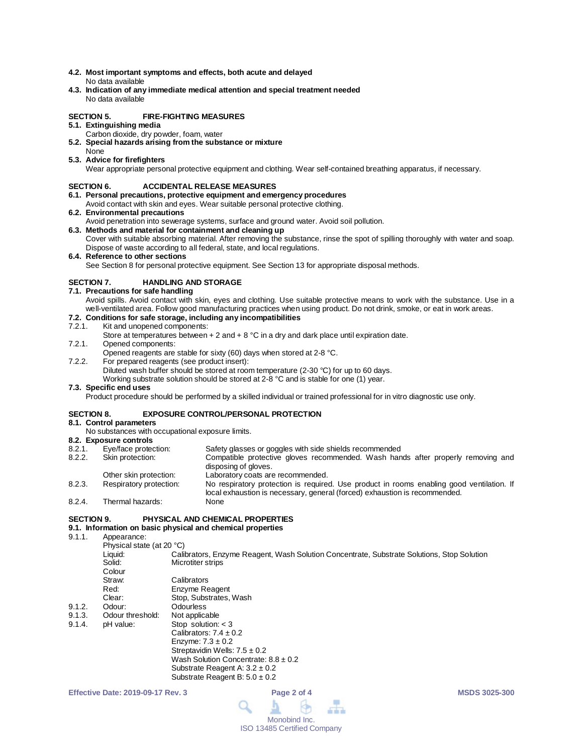**4.2. Most important symptoms and effects, both acute and delayed**
No data available

**4.3. Indication of any immediate medical attention and special treatment needed**
No data available

## SECTION 5. FIRE-FIGHTING MEASURES

**5.1. Extinguishing media**
Carbon dioxide, dry powder, foam, water

**5.2. Special hazards arising from the substance or mixture**
None

**5.3. Advice for firefighters**
Wear appropriate personal protective equipment and clothing. Wear self-contained breathing apparatus, if necessary.

## SECTION 6. ACCIDENTAL RELEASE MEASURES

**6.1. Personal precautions, protective equipment and emergency procedures**
Avoid contact with skin and eyes. Wear suitable personal protective clothing.

**6.2. Environmental precautions**
Avoid penetration into sewerage systems, surface and ground water. Avoid soil pollution.

**6.3. Methods and material for containment and cleaning up**
Cover with suitable absorbing material. After removing the substance, rinse the spot of spilling thoroughly with water and soap. Dispose of waste according to all federal, state, and local regulations.

**6.4. Reference to other sections**
See Section 8 for personal protective equipment. See Section 13 for appropriate disposal methods.

## SECTION 7. HANDLING AND STORAGE

**7.1. Precautions for safe handling**
Avoid spills. Avoid contact with skin, eyes and clothing. Use suitable protective means to work with the substance. Use in a well-ventilated area. Follow good manufacturing practices when using product. Do not drink, smoke, or eat in work areas.

**7.2. Conditions for safe storage, including any incompatibilities**

7.2.1. Kit and unopened components:
Store at temperatures between + 2 and + 8 °C in a dry and dark place until expiration date.

7.2.1. Opened components:
Opened reagents are stable for sixty (60) days when stored at 2-8 °C.

7.2.2. For prepared reagents (see product insert):
Diluted wash buffer should be stored at room temperature (2-30 °C) for up to 60 days.
Working substrate solution should be stored at 2-8 °C and is stable for one (1) year.

**7.3. Specific end uses**
Product procedure should be performed by a skilled individual or trained professional for in vitro diagnostic use only.

## SECTION 8. EXPOSURE CONTROL/PERSONAL PROTECTION

**8.1. Control parameters**
No substances with occupational exposure limits.

**8.2. Exposure controls**

| | | |
|---|---|---|
| 8.2.1. | Eye/face protection: | Safety glasses or goggles with side shields recommended |
| 8.2.2. | Skin protection: | Compatible protective gloves recommended. Wash hands after properly removing and disposing of gloves. |
| | Other skin protection: | Laboratory coats are recommended. |
| 8.2.3. | Respiratory protection: | No respiratory protection is required. Use product in rooms enabling good ventilation. If local exhaustion is necessary, general (forced) exhaustion is recommended. |
| 8.2.4. | Thermal hazards: | None |

## SECTION 9. PHYSICAL AND CHEMICAL PROPERTIES

**9.1. Information on basic physical and chemical properties**

9.1.1. Appearance:

Physical state (at 20 °C)

| | |
|---|---|
| Liquid: | Calibrators, Enzyme Reagent, Wash Solution Concentrate, Substrate Solutions, Stop Solution |
| Solid: | Microtiter strips |

Colour

| | |
|---|---|
| Straw: | Calibrators |
| Red: | Enzyme Reagent |
| Clear: | Stop, Substrates, Wash |

| | | |
|---|---|---|
| 9.1.2. | Odour: | Odourless |
| 9.1.3. | Odour threshold: | Not applicable |
| 9.1.4. | pH value: | Stop solution: < 3<br>Calibrators: 7.4 ± 0.2<br>Enzyme: 7.3 ± 0.2<br>Streptavidin Wells: 7.5 ± 0.2<br>Wash Solution Concentrate: 8.8 ± 0.2<br>Substrate Reagent A: 3.2 ± 0.2<br>Substrate Reagent B: 5.0 ± 0.2 |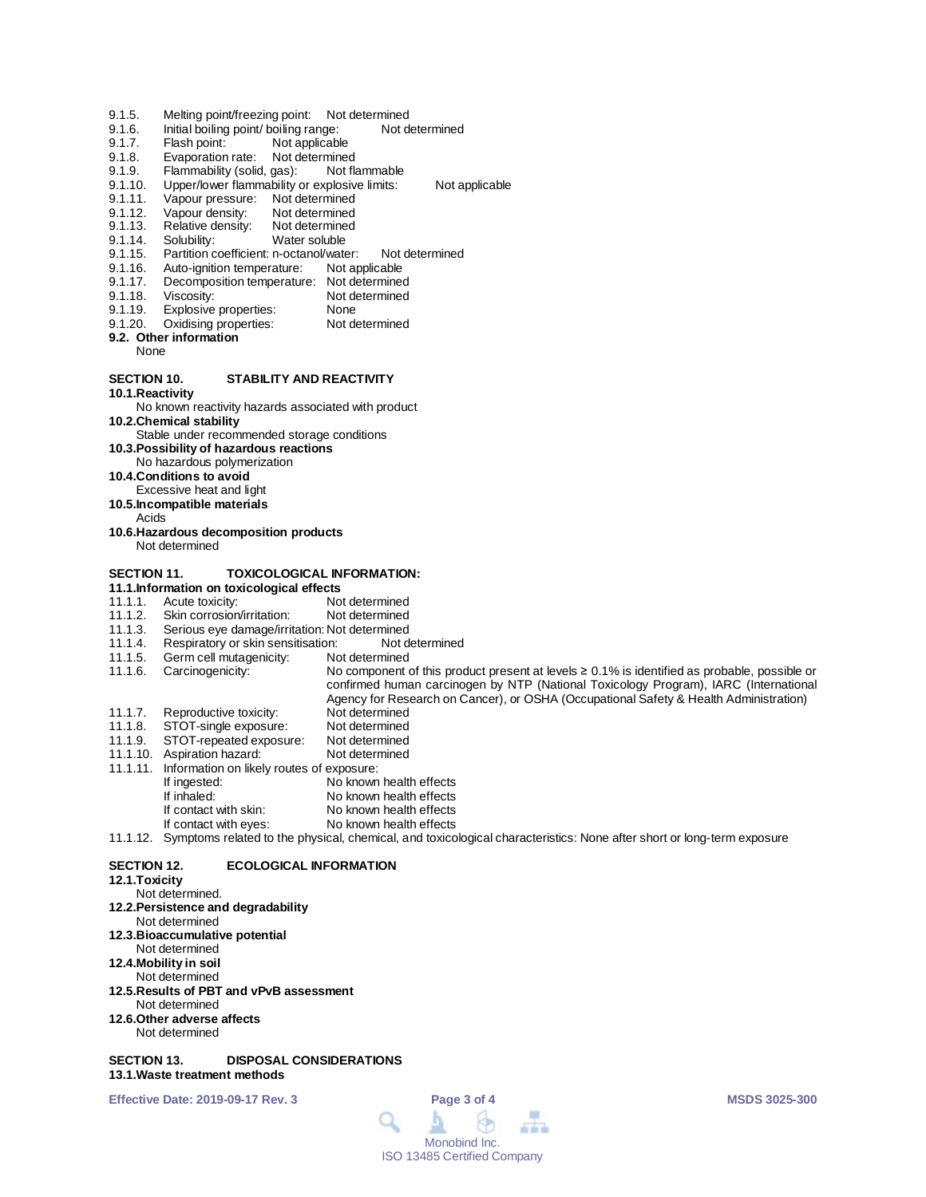9.1.5. Melting point/freezing point: Not determined
9.1.6. Initial boiling point/ boiling range: Not determined
9.1.7. Flash point: Not applicable
9.1.8. Evaporation rate: Not determined
9.1.9. Flammability (solid, gas): Not flammable
9.1.10. Upper/lower flammability or explosive limits: Not applicable
9.1.11. Vapour pressure: Not determined
9.1.12. Vapour density: Not determined
9.1.13. Relative density: Not determined
9.1.14. Solubility: Water soluble
9.1.15. Partition coefficient: n-octanol/water: Not determined
9.1.16. Auto-ignition temperature: Not applicable
9.1.17. Decomposition temperature: Not determined
9.1.18. Viscosity: Not determined
9.1.19. Explosive properties: None
9.1.20. Oxidising properties: Not determined

**9.2. Other information**

None

## SECTION 10. STABILITY AND REACTIVITY

**10.1. Reactivity**

No known reactivity hazards associated with product

**10.2. Chemical stability**

Stable under recommended storage conditions

**10.3. Possibility of hazardous reactions**

No hazardous polymerization

**10.4. Conditions to avoid**

Excessive heat and light

**10.5. Incompatible materials**

Acids

**10.6. Hazardous decomposition products**

Not determined

## SECTION 11. TOXICOLOGICAL INFORMATION:

**11.1. Information on toxicological effects**

11.1.1. Acute toxicity: Not determined
11.1.2. Skin corrosion/irritation: Not determined
11.1.3. Serious eye damage/irritation: Not determined
11.1.4. Respiratory or skin sensitisation: Not determined
11.1.5. Germ cell mutagenicity: Not determined
11.1.6. Carcinogenicity: No component of this product present at levels ≥ 0.1% is identified as probable, possible or confirmed human carcinogen by NTP (National Toxicology Program), IARC (International Agency for Research on Cancer), or OSHA (Occupational Safety & Health Administration)
11.1.7. Reproductive toxicity: Not determined
11.1.8. STOT-single exposure: Not determined
11.1.9. STOT-repeated exposure: Not determined
11.1.10. Aspiration hazard: Not determined
11.1.11. Information on likely routes of exposure:
- If ingested: No known health effects
- If inhaled: No known health effects
- If contact with skin: No known health effects
- If contact with eyes: No known health effects

11.1.12. Symptoms related to the physical, chemical, and toxicological characteristics: None after short or long-term exposure

## SECTION 12. ECOLOGICAL INFORMATION

**12.1. Toxicity**

Not determined.

**12.2. Persistence and degradability**

Not determined

**12.3. Bioaccumulative potential**

Not determined

**12.4. Mobility in soil**

Not determined

**12.5. Results of PBT and vPvB assessment**

Not determined

**12.6. Other adverse affects**

Not determined

## SECTION 13. DISPOSAL CONSIDERATIONS

**13.1. Waste treatment methods**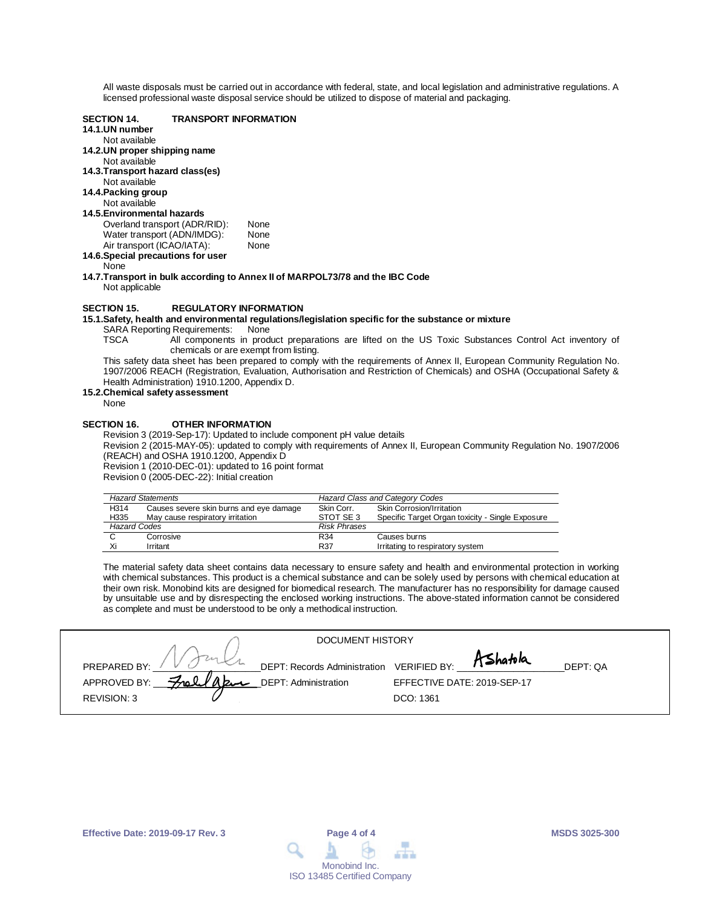All waste disposals must be carried out in accordance with federal, state, and local legislation and administrative regulations. A licensed professional waste disposal service should be utilized to dispose of material and packaging.

## SECTION 14. TRANSPORT INFORMATION

**14.1.UN number**
Not available

**14.2.UN proper shipping name**
Not available

**14.3.Transport hazard class(es)**
Not available

**14.4.Packing group**
Not available

**14.5.Environmental hazards**
Overland transport (ADR/RID): None
Water transport (ADN/IMDG): None
Air transport (ICAO/IATA): None

**14.6.Special precautions for user**
None

**14.7.Transport in bulk according to Annex II of MARPOL73/78 and the IBC Code**
Not applicable

## SECTION 15. REGULATORY INFORMATION

**15.1.Safety, health and environmental regulations/legislation specific for the substance or mixture**

SARA Reporting Requirements: None
TSCA All components in product preparations are lifted on the US Toxic Substances Control Act inventory of chemicals or are exempt from listing.

This safety data sheet has been prepared to comply with the requirements of Annex II, European Community Regulation No. 1907/2006 REACH (Registration, Evaluation, Authorisation and Restriction of Chemicals) and OSHA (Occupational Safety & Health Administration) 1910.1200, Appendix D.

**15.2.Chemical safety assessment**
None

## SECTION 16. OTHER INFORMATION

Revision 3 (2019-Sep-17): Updated to include component pH value details
Revision 2 (2015-MAY-05): updated to comply with requirements of Annex II, European Community Regulation No. 1907/2006 (REACH) and OSHA 1910.1200, Appendix D
Revision 1 (2010-DEC-01): updated to 16 point format
Revision 0 (2005-DEC-22): Initial creation

| *Hazard Statements* | | *Hazard Class and Category Codes* | |
|---|---|---|---|
| H314 | Causes severe skin burns and eye damage | Skin Corr. | Skin Corrosion/Irritation |
| H335 | May cause respiratory irritation | STOT SE 3 | Specific Target Organ toxicity - Single Exposure |
| *Hazard Codes* | | *Risk Phrases* | |
| C | Corrosive | R34 | Causes burns |
| Xi | Irritant | R37 | Irritating to respiratory system |

The material safety data sheet contains data necessary to ensure safety and health and environmental protection in working with chemical substances. This product is a chemical substance and can be solely used by persons with chemical education at their own risk. Monobind kits are designed for biomedical research. The manufacturer has no responsibility for damage caused by unsuitable use and by disrespecting the enclosed working instructions. The above-stated information cannot be considered as complete and must be understood to be only a methodical instruction.

| DOCUMENT HISTORY | | | |
|---|---|---|---|
| PREPARED BY: [signature] | DEPT: Records Administration | VERIFIED BY: AShatola | DEPT: QA |
| APPROVED BY: [signature] | DEPT: Administration | EFFECTIVE DATE: 2019-SEP-17 | |
| REVISION: 3 | | DCO: 1361 | |

Effective Date: 2019-09-17 Rev. 3 MSDS 3025-300

Monobind Inc.
ISO 13485 Certified Company